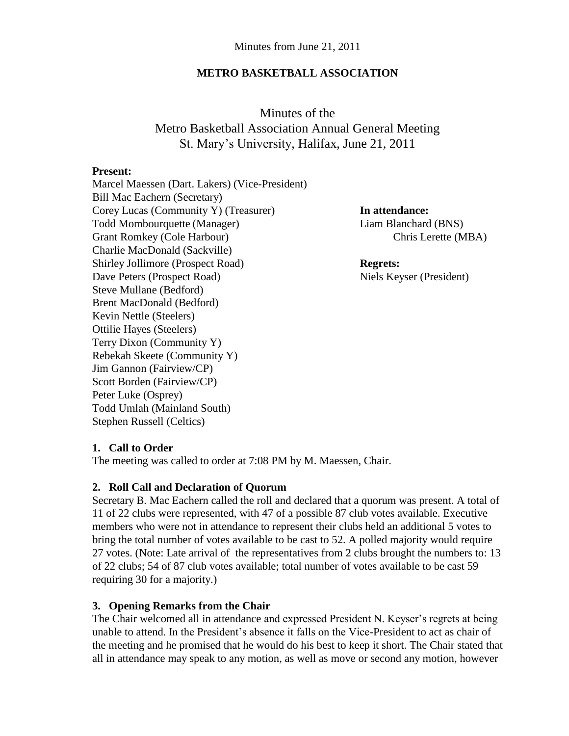Minutes from June 21, 2011

**METRO BASKETBALL ASSOCIATION**

# Minutes of the Metro Basketball Association Annual General Meeting St. Mary's University, Halifax, June 21, 2011

**Present:**

Marcel Maessen (Dart. Lakers) (Vice-President)
Bill Mac Eachern (Secretary)
Corey Lucas (Community Y) (Treasurer)
Todd Mombourquette (Manager)
Grant Romkey (Cole Harbour)
Charlie MacDonald (Sackville)
Shirley Jollimore (Prospect Road)
Dave Peters (Prospect Road)
Steve Mullane (Bedford)
Brent MacDonald (Bedford)
Kevin Nettle (Steelers)
Ottilie Hayes (Steelers)
Terry Dixon (Community Y)
Rebekah Skeete (Community Y)
Jim Gannon (Fairview/CP)
Scott Borden (Fairview/CP)
Peter Luke (Osprey)
Todd Umlah (Mainland South)
Stephen Russell (Celtics)

**In attendance:**

Liam Blanchard (BNS)
Chris Lerette (MBA)

**Regrets:**

Niels Keyser (President)

### 1. Call to Order

The meeting was called to order at 7:08 PM by M. Maessen, Chair.

### 2. Roll Call and Declaration of Quorum

Secretary B. Mac Eachern called the roll and declared that a quorum was present. A total of 11 of 22 clubs were represented, with 47 of a possible 87 club votes available. Executive members who were not in attendance to represent their clubs held an additional 5 votes to bring the total number of votes available to be cast to 52. A polled majority would require 27 votes. (Note: Late arrival of the representatives from 2 clubs brought the numbers to: 13 of 22 clubs; 54 of 87 club votes available; total number of votes available to be cast 59 requiring 30 for a majority.)

### 3. Opening Remarks from the Chair

The Chair welcomed all in attendance and expressed President N. Keyser's regrets at being unable to attend. In the President's absence it falls on the Vice-President to act as chair of the meeting and he promised that he would do his best to keep it short. The Chair stated that all in attendance may speak to any motion, as well as move or second any motion, however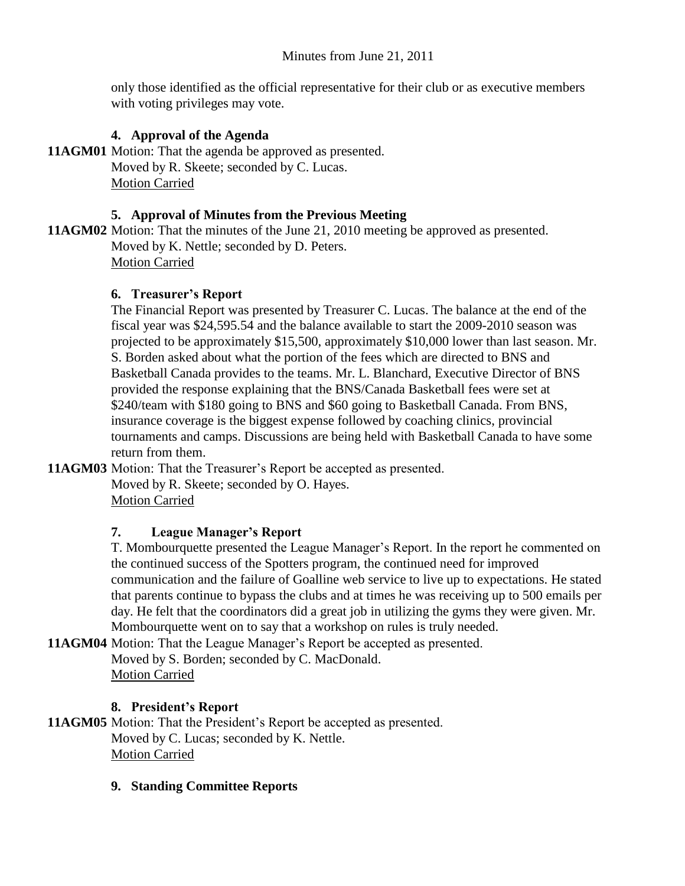only those identified as the official representative for their club or as executive members with voting privileges may vote.

### 4. Approval of the Agenda

**11AGM01** Motion: That the agenda be approved as presented.
Moved by R. Skeete; seconded by C. Lucas.
Motion Carried

### 5. Approval of Minutes from the Previous Meeting

**11AGM02** Motion: That the minutes of the June 21, 2010 meeting be approved as presented.
Moved by K. Nettle; seconded by D. Peters.
Motion Carried

### 6. Treasurer's Report

The Financial Report was presented by Treasurer C. Lucas. The balance at the end of the fiscal year was $24,595.54 and the balance available to start the 2009-2010 season was projected to be approximately $15,500, approximately $10,000 lower than last season. Mr. S. Borden asked about what the portion of the fees which are directed to BNS and Basketball Canada provides to the teams. Mr. L. Blanchard, Executive Director of BNS provided the response explaining that the BNS/Canada Basketball fees were set at $240/team with $180 going to BNS and $60 going to Basketball Canada. From BNS, insurance coverage is the biggest expense followed by coaching clinics, provincial tournaments and camps. Discussions are being held with Basketball Canada to have some return from them.

**11AGM03** Motion: That the Treasurer's Report be accepted as presented.
Moved by R. Skeete; seconded by O. Hayes.
Motion Carried

### 7. League Manager's Report

T. Mombourquette presented the League Manager's Report. In the report he commented on the continued success of the Spotters program, the continued need for improved communication and the failure of Goalline web service to live up to expectations. He stated that parents continue to bypass the clubs and at times he was receiving up to 500 emails per day. He felt that the coordinators did a great job in utilizing the gyms they were given. Mr. Mombourquette went on to say that a workshop on rules is truly needed.

**11AGM04** Motion: That the League Manager's Report be accepted as presented.
Moved by S. Borden; seconded by C. MacDonald.
Motion Carried

### 8. President's Report

**11AGM05** Motion: That the President's Report be accepted as presented.
Moved by C. Lucas; seconded by K. Nettle.
Motion Carried

### 9. Standing Committee Reports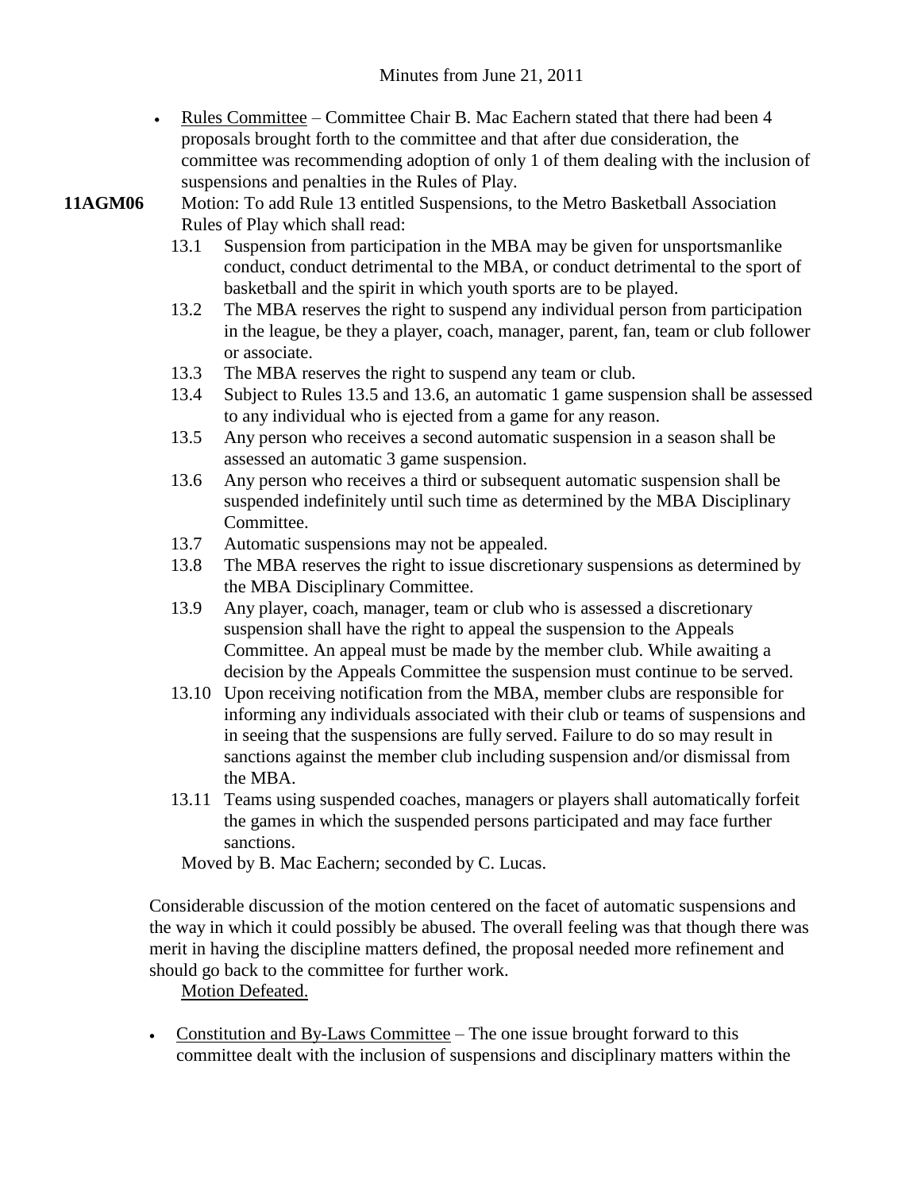- Rules Committee – Committee Chair B. Mac Eachern stated that there had been 4 proposals brought forth to the committee and that after due consideration, the committee was recommending adoption of only 1 of them dealing with the inclusion of suspensions and penalties in the Rules of Play.

**11AGM06** Motion: To add Rule 13 entitled Suspensions, to the Metro Basketball Association Rules of Play which shall read:

13.1 Suspension from participation in the MBA may be given for unsportsmanlike conduct, conduct detrimental to the MBA, or conduct detrimental to the sport of basketball and the spirit in which youth sports are to be played.

13.2 The MBA reserves the right to suspend any individual person from participation in the league, be they a player, coach, manager, parent, fan, team or club follower or associate.

13.3 The MBA reserves the right to suspend any team or club.

13.4 Subject to Rules 13.5 and 13.6, an automatic 1 game suspension shall be assessed to any individual who is ejected from a game for any reason.

13.5 Any person who receives a second automatic suspension in a season shall be assessed an automatic 3 game suspension.

13.6 Any person who receives a third or subsequent automatic suspension shall be suspended indefinitely until such time as determined by the MBA Disciplinary Committee.

13.7 Automatic suspensions may not be appealed.

13.8 The MBA reserves the right to issue discretionary suspensions as determined by the MBA Disciplinary Committee.

13.9 Any player, coach, manager, team or club who is assessed a discretionary suspension shall have the right to appeal the suspension to the Appeals Committee. An appeal must be made by the member club. While awaiting a decision by the Appeals Committee the suspension must continue to be served.

13.10 Upon receiving notification from the MBA, member clubs are responsible for informing any individuals associated with their club or teams of suspensions and in seeing that the suspensions are fully served. Failure to do so may result in sanctions against the member club including suspension and/or dismissal from the MBA.

13.11 Teams using suspended coaches, managers or players shall automatically forfeit the games in which the suspended persons participated and may face further sanctions.

Moved by B. Mac Eachern; seconded by C. Lucas.

Considerable discussion of the motion centered on the facet of automatic suspensions and the way in which it could possibly be abused. The overall feeling was that though there was merit in having the discipline matters defined, the proposal needed more refinement and should go back to the committee for further work.

Motion Defeated.

- Constitution and By-Laws Committee – The one issue brought forward to this committee dealt with the inclusion of suspensions and disciplinary matters within the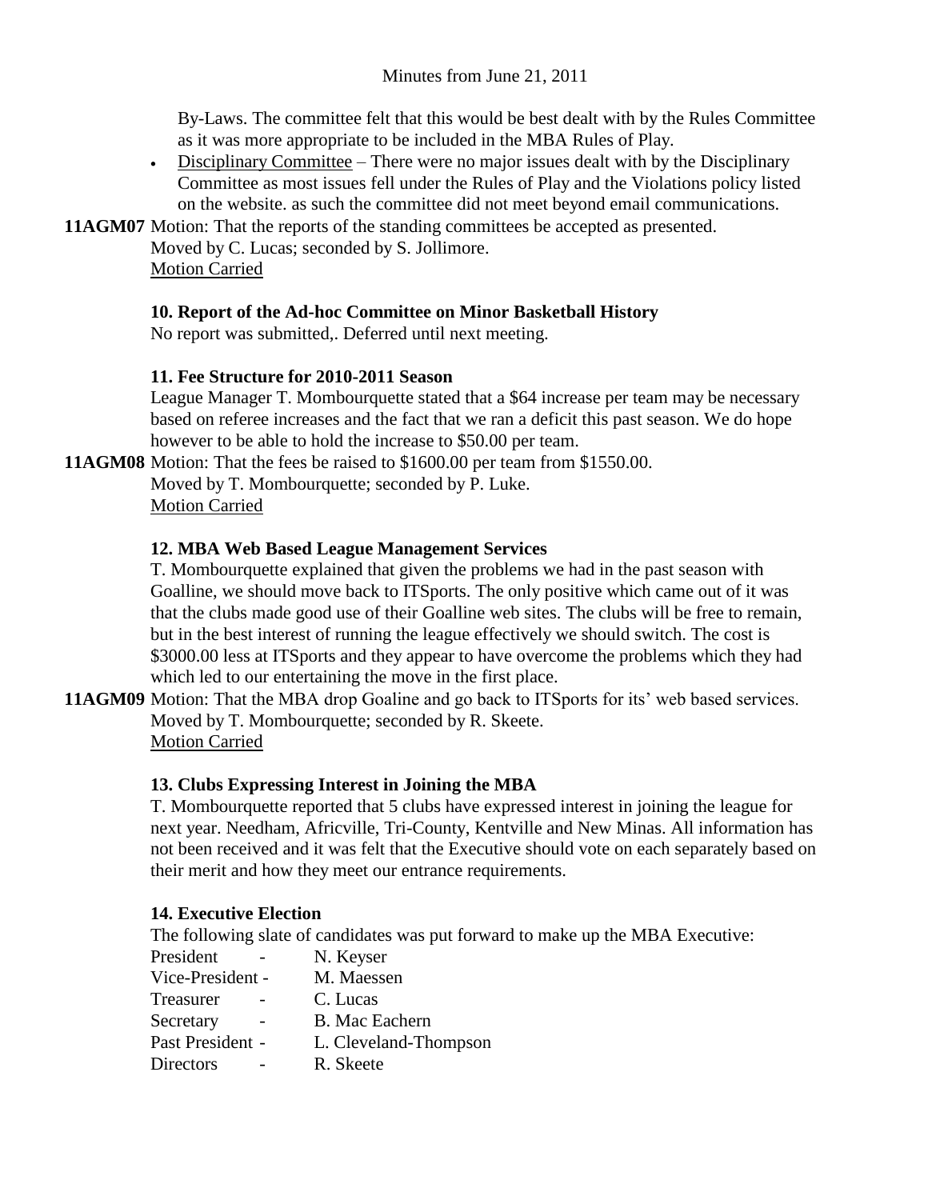By-Laws. The committee felt that this would be best dealt with by the Rules Committee as it was more appropriate to be included in the MBA Rules of Play.

- Disciplinary Committee – There were no major issues dealt with by the Disciplinary Committee as most issues fell under the Rules of Play and the Violations policy listed on the website. as such the committee did not meet beyond email communications.

**11AGM07** Motion: That the reports of the standing committees be accepted as presented.
Moved by C. Lucas; seconded by S. Jollimore.
Motion Carried

**10. Report of the Ad-hoc Committee on Minor Basketball History**

No report was submitted,. Deferred until next meeting.

**11. Fee Structure for 2010-2011 Season**

League Manager T. Mombourquette stated that a $64 increase per team may be necessary based on referee increases and the fact that we ran a deficit this past season. We do hope however to be able to hold the increase to $50.00 per team.

**11AGM08** Motion: That the fees be raised to $1600.00 per team from $1550.00.
Moved by T. Mombourquette; seconded by P. Luke.
Motion Carried

**12. MBA Web Based League Management Services**

T. Mombourquette explained that given the problems we had in the past season with Goalline, we should move back to ITSports. The only positive which came out of it was that the clubs made good use of their Goalline web sites. The clubs will be free to remain, but in the best interest of running the league effectively we should switch. The cost is $3000.00 less at ITSports and they appear to have overcome the problems which they had which led to our entertaining the move in the first place.

**11AGM09** Motion: That the MBA drop Goaline and go back to ITSports for its' web based services.
Moved by T. Mombourquette; seconded by R. Skeete.
Motion Carried

**13. Clubs Expressing Interest in Joining the MBA**

T. Mombourquette reported that 5 clubs have expressed interest in joining the league for next year. Needham, Africville, Tri-County, Kentville and New Minas. All information has not been received and it was felt that the Executive should vote on each separately based on their merit and how they meet our entrance requirements.

**14. Executive Election**

The following slate of candidates was put forward to make up the MBA Executive:

President - N. Keyser
Vice-President - M. Maessen
Treasurer - C. Lucas
Secretary - B. Mac Eachern
Past President - L. Cleveland-Thompson
Directors - R. Skeete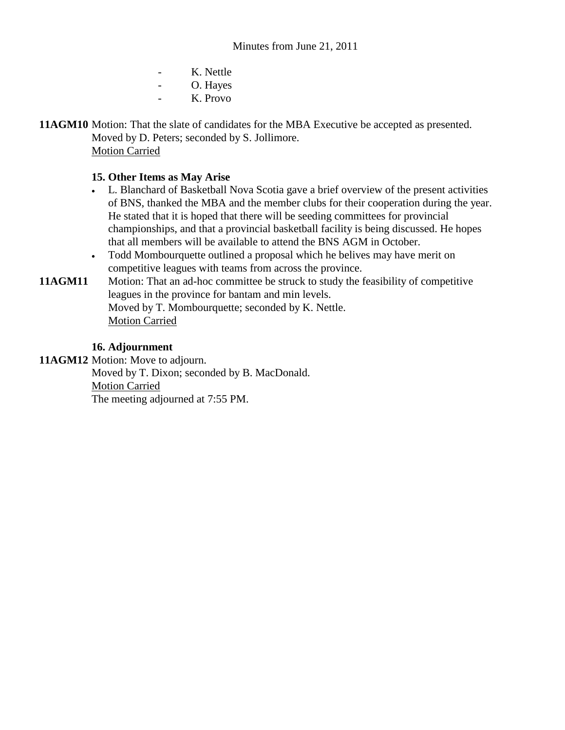- K. Nettle
- O. Hayes
- K. Provo

**11AGM10** Motion: That the slate of candidates for the MBA Executive be accepted as presented.
Moved by D. Peters; seconded by S. Jollimore.
Motion Carried

### 15. Other Items as May Arise

- L. Blanchard of Basketball Nova Scotia gave a brief overview of the present activities of BNS, thanked the MBA and the member clubs for their cooperation during the year. He stated that it is hoped that there will be seeding committees for provincial championships, and that a provincial basketball facility is being discussed. He hopes that all members will be available to attend the BNS AGM in October.
- Todd Mombourquette outlined a proposal which he belives may have merit on competitive leagues with teams from across the province.

**11AGM11** Motion: That an ad-hoc committee be struck to study the feasibility of competitive leagues in the province for bantam and min levels.
Moved by T. Mombourquette; seconded by K. Nettle.
Motion Carried

### 16. Adjournment

**11AGM12** Motion: Move to adjourn.
Moved by T. Dixon; seconded by B. MacDonald.
Motion Carried
The meeting adjourned at 7:55 PM.